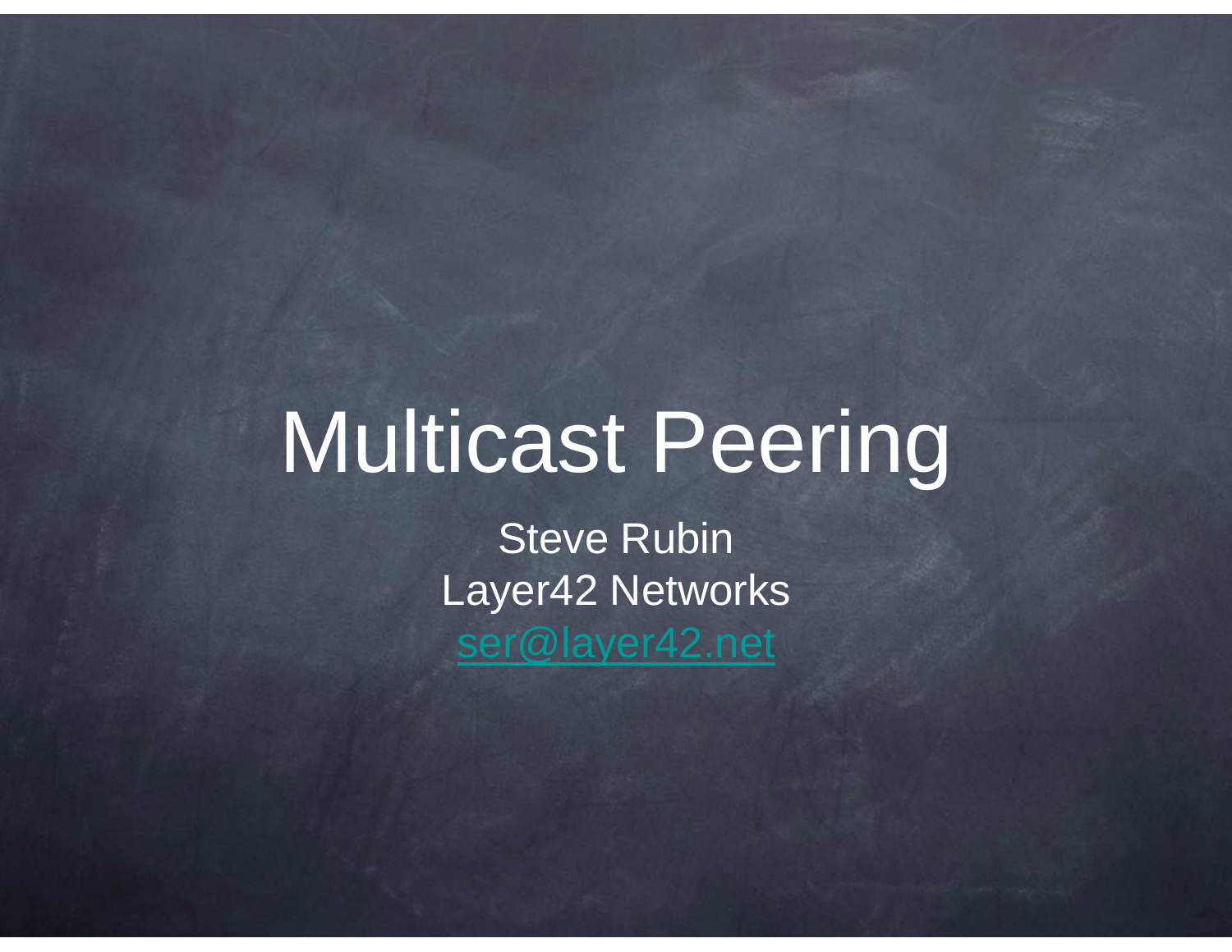# Multicast Peering

Steve Rubin

Layer42 Networks

ser@layer42.net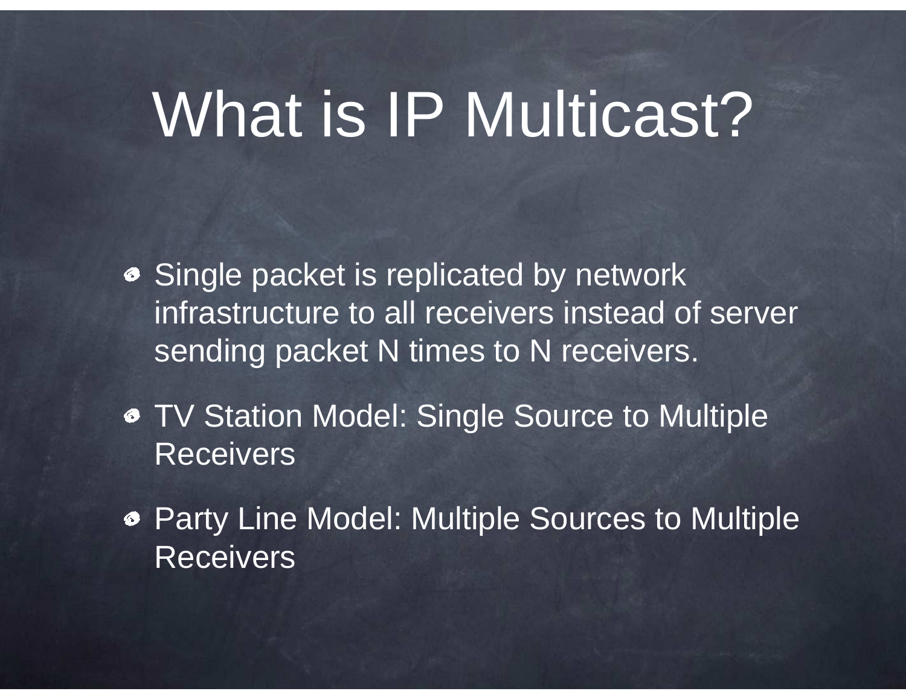# What is IP Multicast?

- Single packet is replicated by network infrastructure to all receivers instead of server sending packet N times to N receivers.
- TV Station Model: Single Source to Multiple Receivers
- Party Line Model: Multiple Sources to Multiple Receivers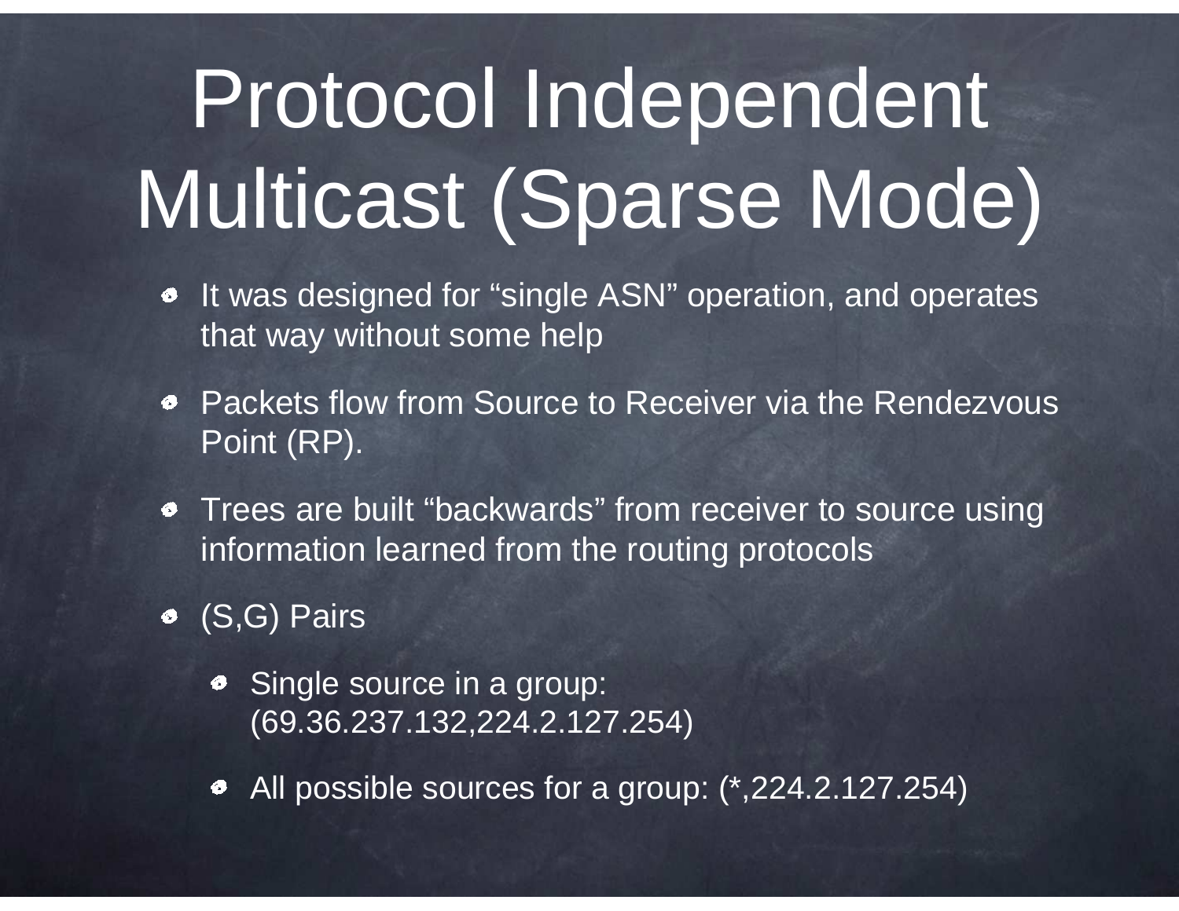# Protocol Independent Multicast (Sparse Mode)

- It was designed for “single ASN” operation, and operates that way without some help
- Packets flow from Source to Receiver via the Rendezvous Point (RP).
- Trees are built “backwards” from receiver to source using information learned from the routing protocols
- (S,G) Pairs
  - Single source in a group: (69.36.237.132,224.2.127.254)
  - All possible sources for a group: (*,224.2.127.254)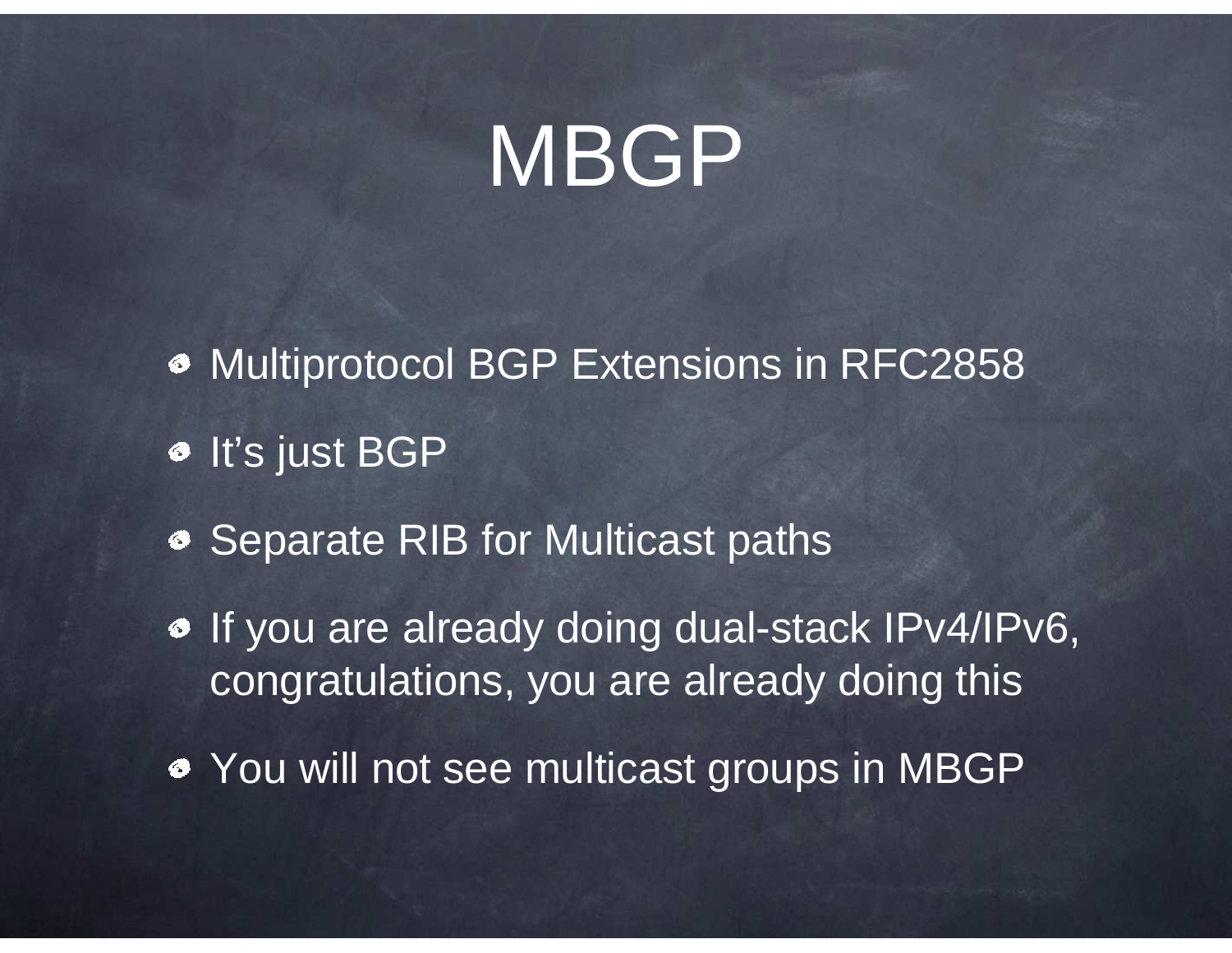# MBGP

- Multiprotocol BGP Extensions in RFC2858
- It's just BGP
- Separate RIB for Multicast paths
- If you are already doing dual-stack IPv4/IPv6, congratulations, you are already doing this
- You will not see multicast groups in MBGP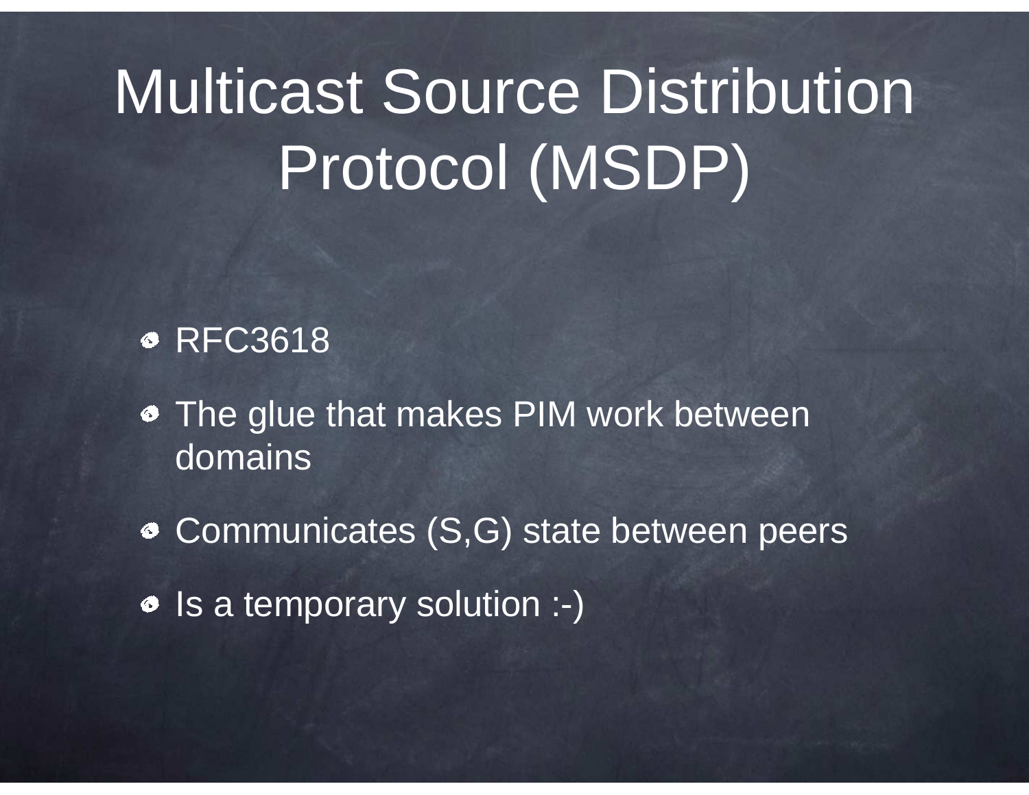# Multicast Source Distribution Protocol (MSDP)

- RFC3618
- The glue that makes PIM work between domains
- Communicates (S,G) state between peers
- Is a temporary solution :-)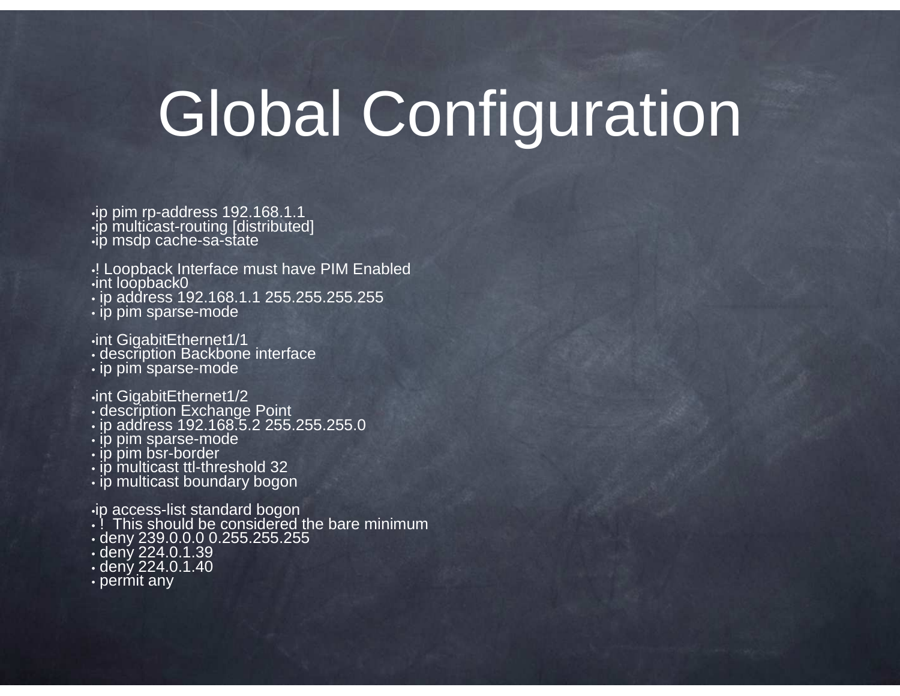# Global Configuration

```
ip pim rp-address 192.168.1.1
ip multicast-routing [distributed]
ip msdp cache-sa-state

! Loopback Interface must have PIM Enabled
int loopback0
 ip address 192.168.1.1 255.255.255.255
 ip pim sparse-mode

int GigabitEthernet1/1
 description Backbone interface
 ip pim sparse-mode

int GigabitEthernet1/2
 description Exchange Point
 ip address 192.168.5.2 255.255.255.0
 ip pim sparse-mode
 ip pim bsr-border
 ip multicast ttl-threshold 32
 ip multicast boundary bogon

ip access-list standard bogon
 !  This should be considered the bare minimum
 deny 239.0.0.0 0.255.255.255
 deny 224.0.1.39
 deny 224.0.1.40
 permit any
```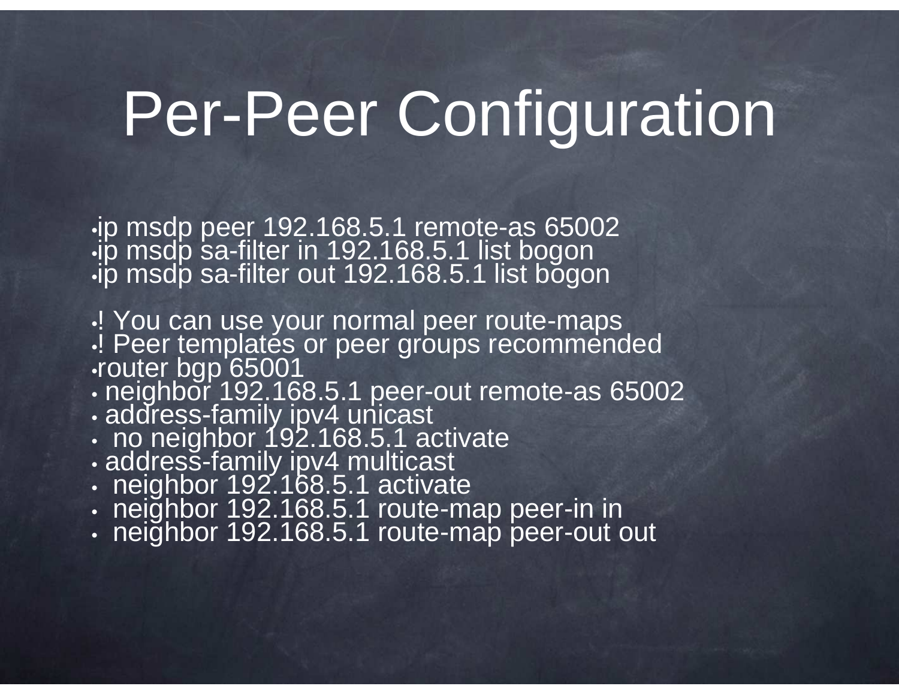# Per-Peer Configuration

- ip msdp peer 192.168.5.1 remote-as 65002
- ip msdp sa-filter in 192.168.5.1 list bogon
- ip msdp sa-filter out 192.168.5.1 list bogon

- ! You can use your normal peer route-maps
- ! Peer templates or peer groups recommended
- router bgp 65001
- neighbor 192.168.5.1 peer-out remote-as 65002
- address-family ipv4 unicast
- no neighbor 192.168.5.1 activate
- address-family ipv4 multicast
- neighbor 192.168.5.1 activate
- neighbor 192.168.5.1 route-map peer-in in
- neighbor 192.168.5.1 route-map peer-out out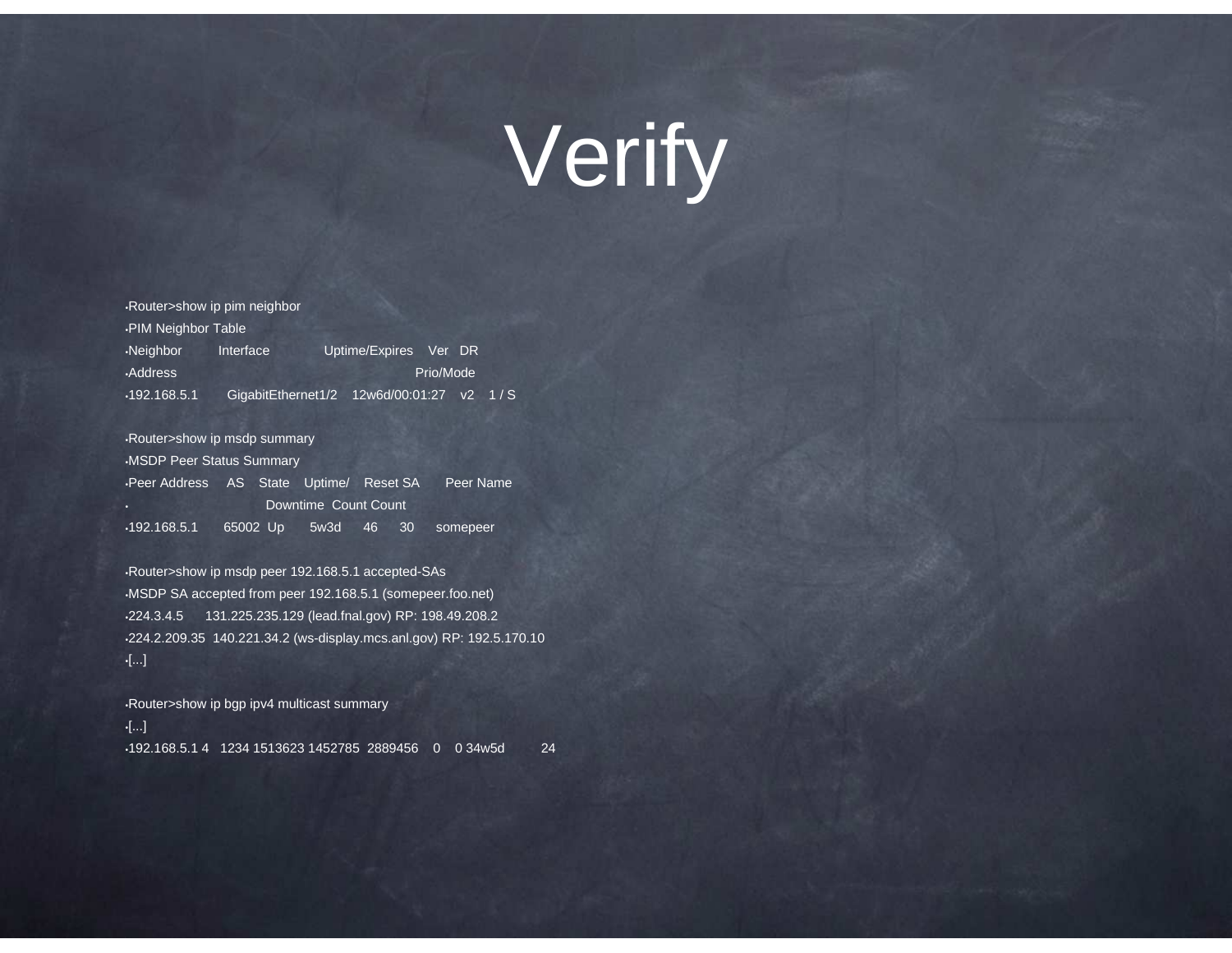# Verify

- Router>show ip pim neighbor
- PIM Neighbor Table
- Neighbor Interface Uptime/Expires Ver DR
- Address Prio/Mode
- 192.168.5.1 GigabitEthernet1/2 12w6d/00:01:27 v2 1 / S

- Router>show ip msdp summary
- MSDP Peer Status Summary
- Peer Address AS State Uptime/ Reset SA Peer Name
- Downtime Count Count
- 192.168.5.1 65002 Up 5w3d 46 30 somepeer

- Router>show ip msdp peer 192.168.5.1 accepted-SAs
- MSDP SA accepted from peer 192.168.5.1 (somepeer.foo.net)
- 224.3.4.5 131.225.235.129 (lead.fnal.gov) RP: 198.49.208.2
- 224.2.209.35 140.221.34.2 (ws-display.mcs.anl.gov) RP: 192.5.170.10
- [...]

- Router>show ip bgp ipv4 multicast summary
- [...]
- 192.168.5.1 4 1234 1513623 1452785 2889456 0 0 34w5d 24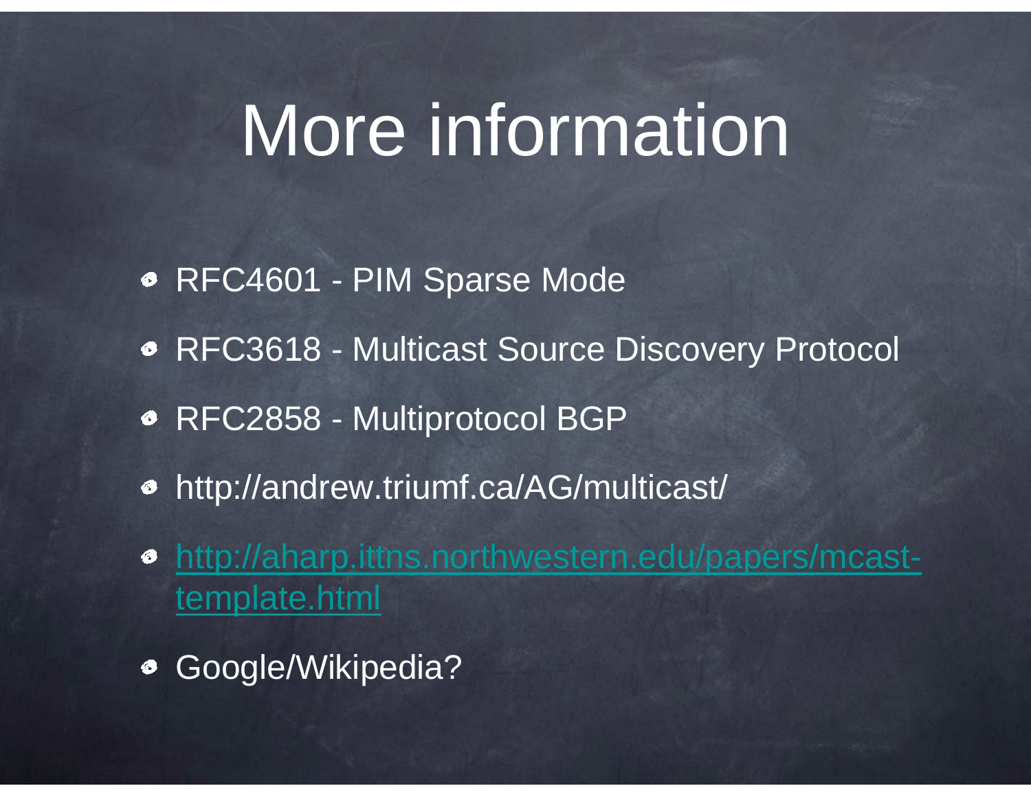# More information

- RFC4601 - PIM Sparse Mode
- RFC3618 - Multicast Source Discovery Protocol
- RFC2858 - Multiprotocol BGP
- http://andrew.triumf.ca/AG/multicast/
- [http://aharp.ittns.northwestern.edu/papers/mcast-template.html](http://aharp.ittns.northwestern.edu/papers/mcast-template.html)
- Google/Wikipedia?